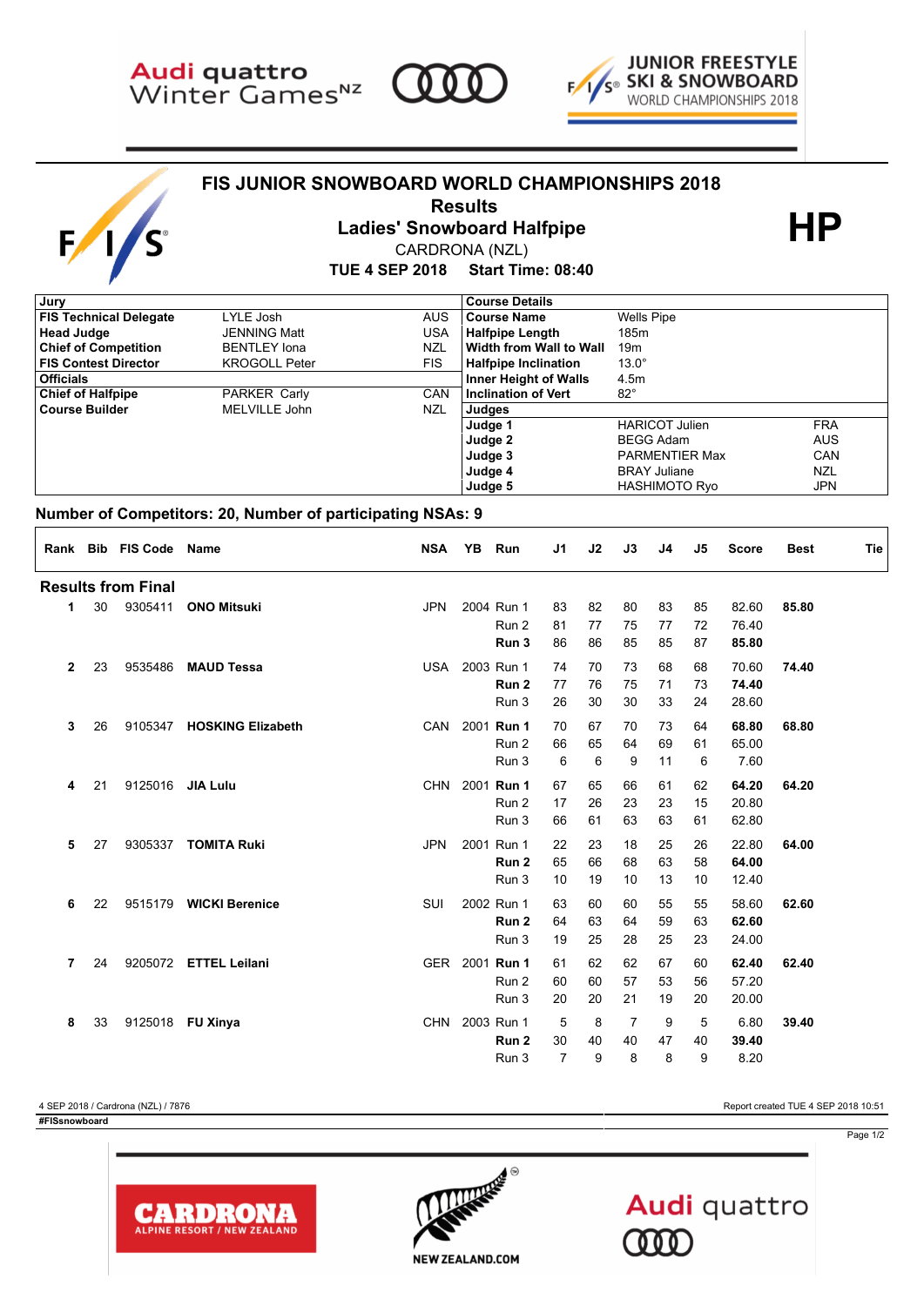# FIS JUNIOR SNOWBOARD WORLD CHAMPIONSHIPS 2018

## Results

## Ladies' Snowboard Halfpipe

CARDRONA (NZL)

**TUE 4 SEP 2018 Start Time: 08:40**

**HP**

| Jury | | | Course Details | | |
|---|---|---|---|---|---|
| **FIS Technical Delegate** | LYLE Josh | AUS | **Course Name** | Wells Pipe | |
| **Head Judge** | JENNING Matt | USA | **Halfpipe Length** | 185m | |
| **Chief of Competition** | BENTLEY Iona | NZL | **Width from Wall to Wall** | 19m | |
| **FIS Contest Director** | KROGOLL Peter | FIS | **Halfpipe Inclination** | 13.0° | |
| **Officials** | | | **Inner Height of Walls** | 4.5m | |
| **Chief of Halfpipe** | PARKER Carly | CAN | **Inclination of Vert** | 82° | |
| **Course Builder** | MELVILLE John | NZL | **Judges** | | |
| | | | **Judge 1** | HARICOT Julien | FRA |
| | | | **Judge 2** | BEGG Adam | AUS |
| | | | **Judge 3** | PARMENTIER Max | CAN |
| | | | **Judge 4** | BRAY Juliane | NZL |
| | | | **Judge 5** | HASHIMOTO Ryo | JPN |

**Number of Competitors: 20, Number of participating NSAs: 9**

| Rank | Bib | FIS Code | Name | NSA | YB | Run | J1 | J2 | J3 | J4 | J5 | Score | Best | Tie |
|---|---|---|---|---|---|---|---|---|---|---|---|---|---|---|
| **Results from Final** | | | | | | | | | | | | | | |
| 1 | 30 | 9305411 | **ONO Mitsuki** | JPN | 2004 | Run 1 | 83 | 82 | 80 | 83 | 85 | 82.60 | **85.80** | |
| | | | | | | Run 2 | 81 | 77 | 75 | 77 | 72 | 76.40 | | |
| | | | | | | **Run 3** | 86 | 86 | 85 | 85 | 87 | **85.80** | | |
| 2 | 23 | 9535486 | **MAUD Tessa** | USA | 2003 | Run 1 | 74 | 70 | 73 | 68 | 68 | 70.60 | **74.40** | |
| | | | | | | **Run 2** | 77 | 76 | 75 | 71 | 73 | **74.40** | | |
| | | | | | | Run 3 | 26 | 30 | 30 | 33 | 24 | 28.60 | | |
| 3 | 26 | 9105347 | **HOSKING Elizabeth** | CAN | 2001 | **Run 1** | 70 | 67 | 70 | 73 | 64 | **68.80** | **68.80** | |
| | | | | | | Run 2 | 66 | 65 | 64 | 69 | 61 | 65.00 | | |
| | | | | | | Run 3 | 6 | 6 | 9 | 11 | 6 | 7.60 | | |
| 4 | 21 | 9125016 | **JIA Lulu** | CHN | 2001 | **Run 1** | 67 | 65 | 66 | 61 | 62 | **64.20** | **64.20** | |
| | | | | | | Run 2 | 17 | 26 | 23 | 23 | 15 | 20.80 | | |
| | | | | | | Run 3 | 66 | 61 | 63 | 63 | 61 | 62.80 | | |
| 5 | 27 | 9305337 | **TOMITA Ruki** | JPN | 2001 | Run 1 | 22 | 23 | 18 | 25 | 26 | 22.80 | **64.00** | |
| | | | | | | **Run 2** | 65 | 66 | 68 | 63 | 58 | **64.00** | | |
| | | | | | | Run 3 | 10 | 19 | 10 | 13 | 10 | 12.40 | | |
| 6 | 22 | 9515179 | **WICKI Berenice** | SUI | 2002 | Run 1 | 63 | 60 | 60 | 55 | 55 | 58.60 | **62.60** | |
| | | | | | | **Run 2** | 64 | 63 | 64 | 59 | 63 | **62.60** | | |
| | | | | | | Run 3 | 19 | 25 | 28 | 25 | 23 | 24.00 | | |
| 7 | 24 | 9205072 | **ETTEL Leilani** | GER | 2001 | **Run 1** | 61 | 62 | 62 | 67 | 60 | **62.40** | **62.40** | |
| | | | | | | Run 2 | 60 | 60 | 57 | 53 | 56 | 57.20 | | |
| | | | | | | Run 3 | 20 | 20 | 21 | 19 | 20 | 20.00 | | |
| 8 | 33 | 9125018 | **FU Xinya** | CHN | 2003 | Run 1 | 5 | 8 | 7 | 9 | 5 | 6.80 | **39.40** | |
| | | | | | | **Run 2** | 30 | 40 | 40 | 47 | 40 | **39.40** | | |
| | | | | | | Run 3 | 7 | 9 | 8 | 8 | 9 | 8.20 | | |

4 SEP 2018 / Cardrona (NZL) / 7876

Report created TUE 4 SEP 2018 10:51

#FISsnowboard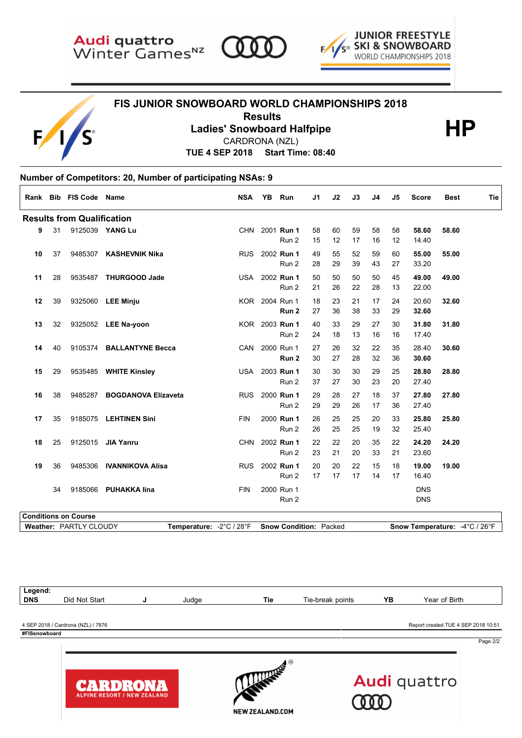Audi quattro Winter Games[NZ]

JUNIOR FREESTYLE SKI & SNOWBOARD WORLD CHAMPIONSHIPS 2018

# FIS JUNIOR SNOWBOARD WORLD CHAMPIONSHIPS 2018

## Results

## Ladies' Snowboard Halfpipe

**HP**

CARDRONA (NZL)

**TUE 4 SEP 2018 Start Time: 08:40**

### Number of Competitors: 20, Number of participating NSAs: 9

| Rank | Bib | FIS Code | Name | NSA | YB | Run | J1 | J2 | J3 | J4 | J5 | Score | Best | Tie |
|---|---|---|---|---|---|---|---|---|---|---|---|---|---|---|
| **Results from Qualification** | | | | | | | | | | | | | | |
| **9** | 31 | 9125039 | **YANG Lu** | CHN | 2001 | **Run 1** | 58 | 60 | 59 | 58 | 58 | **58.60** | **58.60** | |
| | | | | | | Run 2 | 15 | 12 | 17 | 16 | 12 | 14.40 | | |
| **10** | 37 | 9485307 | **KASHEVNIK Nika** | RUS | 2002 | **Run 1** | 49 | 55 | 52 | 59 | 60 | **55.00** | **55.00** | |
| | | | | | | Run 2 | 28 | 29 | 39 | 43 | 27 | 33.20 | | |
| **11** | 28 | 9535487 | **THURGOOD Jade** | USA | 2002 | **Run 1** | 50 | 50 | 50 | 50 | 45 | **49.00** | **49.00** | |
| | | | | | | Run 2 | 21 | 26 | 22 | 28 | 13 | 22.00 | | |
| **12** | 39 | 9325060 | **LEE Minju** | KOR | 2004 | Run 1 | 18 | 23 | 21 | 17 | 24 | 20.60 | **32.60** | |
| | | | | | | **Run 2** | 27 | 36 | 38 | 33 | 29 | **32.60** | | |
| **13** | 32 | 9325052 | **LEE Na-yoon** | KOR | 2003 | **Run 1** | 40 | 33 | 29 | 27 | 30 | **31.80** | **31.80** | |
| | | | | | | Run 2 | 24 | 18 | 13 | 16 | 16 | 17.40 | | |
| **14** | 40 | 9105374 | **BALLANTYNE Becca** | CAN | 2000 | Run 1 | 27 | 26 | 32 | 22 | 35 | 28.40 | **30.60** | |
| | | | | | | **Run 2** | 30 | 27 | 28 | 32 | 36 | **30.60** | | |
| **15** | 29 | 9535485 | **WHITE Kinsley** | USA | 2003 | **Run 1** | 30 | 30 | 30 | 29 | 25 | **28.80** | **28.80** | |
| | | | | | | Run 2 | 37 | 27 | 30 | 23 | 20 | 27.40 | | |
| **16** | 38 | 9485287 | **BOGDANOVA Elizaveta** | RUS | 2000 | **Run 1** | 29 | 28 | 27 | 18 | 37 | **27.80** | **27.80** | |
| | | | | | | Run 2 | 29 | 29 | 26 | 17 | 36 | 27.40 | | |
| **17** | 35 | 9185075 | **LEHTINEN Sini** | FIN | 2000 | **Run 1** | 26 | 25 | 25 | 20 | 33 | **25.80** | **25.80** | |
| | | | | | | Run 2 | 26 | 25 | 25 | 19 | 32 | 25.40 | | |
| **18** | 25 | 9125015 | **JIA Yanru** | CHN | 2002 | **Run 1** | 22 | 22 | 20 | 35 | 22 | **24.20** | **24.20** | |
| | | | | | | Run 2 | 23 | 21 | 20 | 33 | 21 | 23.60 | | |
| **19** | 36 | 9485306 | **IVANNIKOVA Alisa** | RUS | 2002 | **Run 1** | 20 | 20 | 22 | 15 | 18 | **19.00** | **19.00** | |
| | | | | | | Run 2 | 17 | 17 | 17 | 14 | 17 | 16.40 | | |
| | 34 | 9185066 | **PUHAKKA Iina** | FIN | 2000 | Run 1 | | | | | | DNS | | |
| | | | | | | Run 2 | | | | | | DNS | | |

**Conditions on Course**

**Weather:** PARTLY CLOUDY **Temperature:** -2°C / 28°F **Snow Condition:** Packed **Snow Temperature:** -4°C / 26°F

| **Legend:** | | | | | | | |
|---|---|---|---|---|---|---|---|
| **DNS** | Did Not Start | **J** | Judge | **Tie** | Tie-break points | **YB** | Year of Birth |

4 SEP 2018 / Cardrona (NZL) / 7876

Report created TUE 4 SEP 2018 10:51

**#FISsnowboard**

CARDRONA ALPINE RESORT / NEW ZEALAND

NEW ZEALAND.COM

Audi quattro